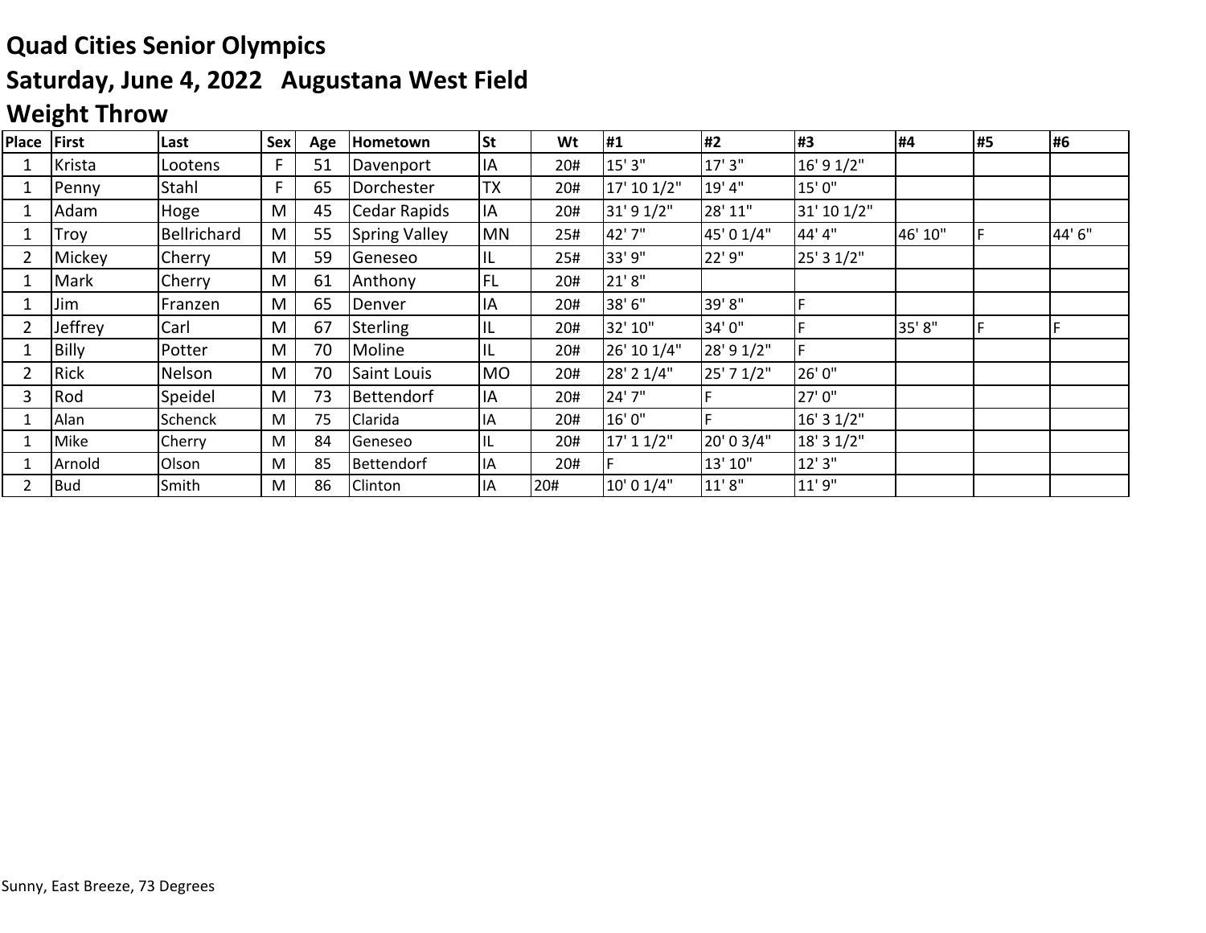# Quad Cities Senior Olympics

## Saturday, June 4, 2022 Augustana West Field

## Weight Throw

| Place | First | Last | Sex | Age | Hometown | St | Wt | #1 | #2 | #3 | #4 | #5 | #6 |
|---|---|---|---|---|---|---|---|---|---|---|---|---|---|
| 1 | Krista | Lootens | F | 51 | Davenport | IA | 20# | 15' 3" | 17' 3" | 16' 9 1/2" | | | |
| 1 | Penny | Stahl | F | 65 | Dorchester | TX | 20# | 17' 10 1/2" | 19' 4" | 15' 0" | | | |
| 1 | Adam | Hoge | M | 45 | Cedar Rapids | IA | 20# | 31' 9 1/2" | 28' 11" | 31' 10 1/2" | | | |
| 1 | Troy | Bellrichard | M | 55 | Spring Valley | MN | 25# | 42' 7" | 45' 0 1/4" | 44' 4" | 46' 10" | F | 44' 6" |
| 2 | Mickey | Cherry | M | 59 | Geneseo | IL | 25# | 33' 9" | 22' 9" | 25' 3 1/2" | | | |
| 1 | Mark | Cherry | M | 61 | Anthony | FL | 20# | 21' 8" | | | | | |
| 1 | Jim | Franzen | M | 65 | Denver | IA | 20# | 38' 6" | 39' 8" | F | | | |
| 2 | Jeffrey | Carl | M | 67 | Sterling | IL | 20# | 32' 10" | 34' 0" | F | 35' 8" | F | F |
| 1 | Billy | Potter | M | 70 | Moline | IL | 20# | 26' 10 1/4" | 28' 9 1/2" | F | | | |
| 2 | Rick | Nelson | M | 70 | Saint Louis | MO | 20# | 28' 2 1/4" | 25' 7 1/2" | 26' 0" | | | |
| 3 | Rod | Speidel | M | 73 | Bettendorf | IA | 20# | 24' 7" | F | 27' 0" | | | |
| 1 | Alan | Schenck | M | 75 | Clarida | IA | 20# | 16' 0" | F | 16' 3 1/2" | | | |
| 1 | Mike | Cherry | M | 84 | Geneseo | IL | 20# | 17' 1 1/2" | 20' 0 3/4" | 18' 3 1/2" | | | |
| 1 | Arnold | Olson | M | 85 | Bettendorf | IA | 20# | F | 13' 10" | 12' 3" | | | |
| 2 | Bud | Smith | M | 86 | Clinton | IA | 20# | 10' 0 1/4" | 11' 8" | 11' 9" | | | |

Sunny, East Breeze, 73 Degrees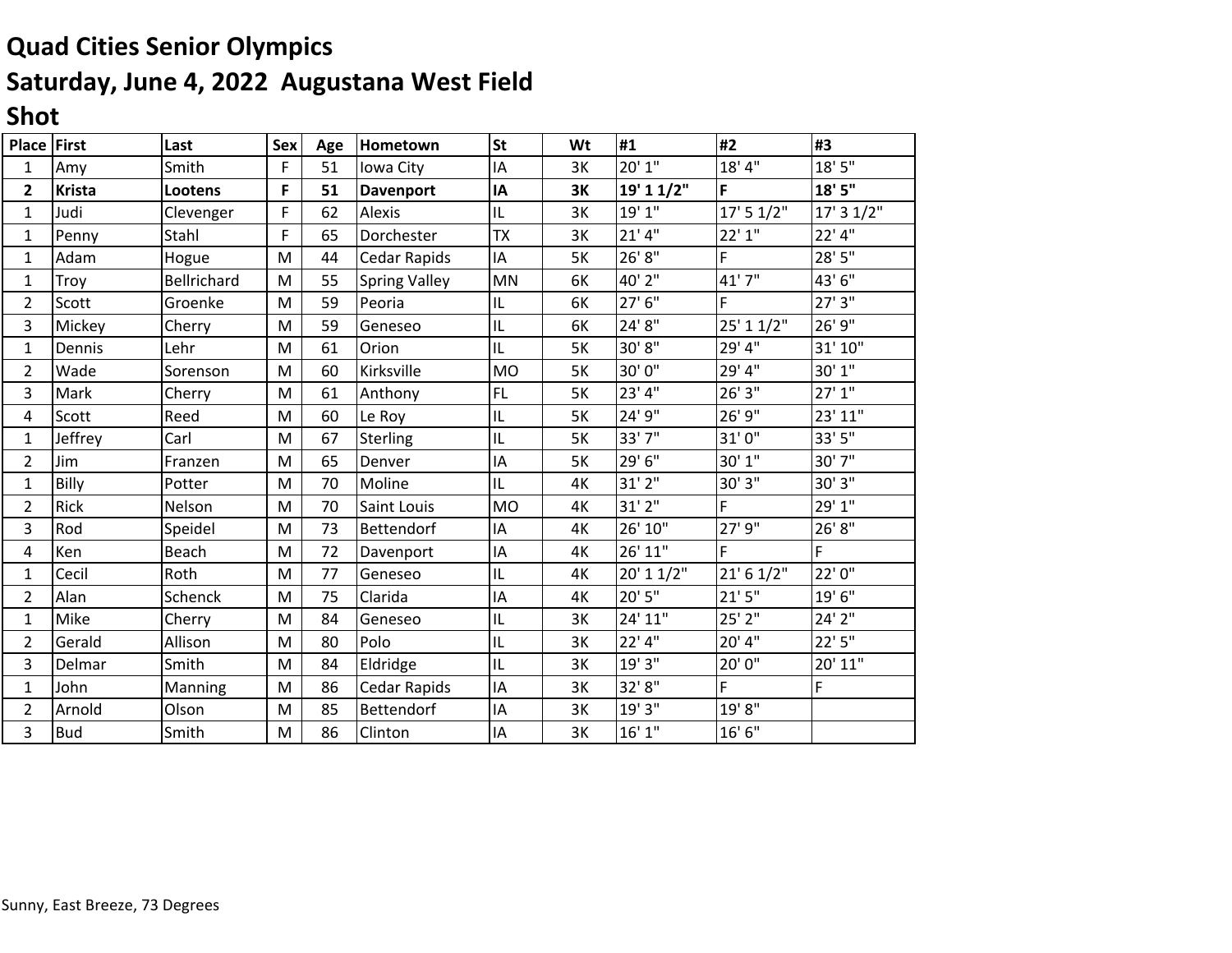# Quad Cities Senior Olympics

## Saturday, June 4, 2022 Augustana West Field

## Shot

| Place | First | Last | Sex | Age | Hometown | St | Wt | #1 | #2 | #3 |
|---|---|---|---|---|---|---|---|---|---|---|
| 1 | Amy | Smith | F | 51 | Iowa City | IA | 3K | 20' 1" | 18' 4" | 18' 5" |
| **2** | **Krista** | **Lootens** | **F** | **51** | **Davenport** | **IA** | **3K** | **19' 1 1/2"** | **F** | **18' 5"** |
| 1 | Judi | Clevenger | F | 62 | Alexis | IL | 3K | 19' 1" | 17' 5 1/2" | 17' 3 1/2" |
| 1 | Penny | Stahl | F | 65 | Dorchester | TX | 3K | 21' 4" | 22' 1" | 22' 4" |
| 1 | Adam | Hogue | M | 44 | Cedar Rapids | IA | 5K | 26' 8" | F | 28' 5" |
| 1 | Troy | Bellrichard | M | 55 | Spring Valley | MN | 6K | 40' 2" | 41' 7" | 43' 6" |
| 2 | Scott | Groenke | M | 59 | Peoria | IL | 6K | 27' 6" | F | 27' 3" |
| 3 | Mickey | Cherry | M | 59 | Geneseo | IL | 6K | 24' 8" | 25' 1 1/2" | 26' 9" |
| 1 | Dennis | Lehr | M | 61 | Orion | IL | 5K | 30' 8" | 29' 4" | 31' 10" |
| 2 | Wade | Sorenson | M | 60 | Kirksville | MO | 5K | 30' 0" | 29' 4" | 30' 1" |
| 3 | Mark | Cherry | M | 61 | Anthony | FL | 5K | 23' 4" | 26' 3" | 27' 1" |
| 4 | Scott | Reed | M | 60 | Le Roy | IL | 5K | 24' 9" | 26' 9" | 23' 11" |
| 1 | Jeffrey | Carl | M | 67 | Sterling | IL | 5K | 33' 7" | 31' 0" | 33' 5" |
| 2 | Jim | Franzen | M | 65 | Denver | IA | 5K | 29' 6" | 30' 1" | 30' 7" |
| 1 | Billy | Potter | M | 70 | Moline | IL | 4K | 31' 2" | 30' 3" | 30' 3" |
| 2 | Rick | Nelson | M | 70 | Saint Louis | MO | 4K | 31' 2" | F | 29' 1" |
| 3 | Rod | Speidel | M | 73 | Bettendorf | IA | 4K | 26' 10" | 27' 9" | 26' 8" |
| 4 | Ken | Beach | M | 72 | Davenport | IA | 4K | 26' 11" | F | F |
| 1 | Cecil | Roth | M | 77 | Geneseo | IL | 4K | 20' 1 1/2" | 21' 6 1/2" | 22' 0" |
| 2 | Alan | Schenck | M | 75 | Clarida | IA | 4K | 20' 5" | 21' 5" | 19' 6" |
| 1 | Mike | Cherry | M | 84 | Geneseo | IL | 3K | 24' 11" | 25' 2" | 24' 2" |
| 2 | Gerald | Allison | M | 80 | Polo | IL | 3K | 22' 4" | 20' 4" | 22' 5" |
| 3 | Delmar | Smith | M | 84 | Eldridge | IL | 3K | 19' 3" | 20' 0" | 20' 11" |
| 1 | John | Manning | M | 86 | Cedar Rapids | IA | 3K | 32' 8" | F | F |
| 2 | Arnold | Olson | M | 85 | Bettendorf | IA | 3K | 19' 3" | 19' 8" | |
| 3 | Bud | Smith | M | 86 | Clinton | IA | 3K | 16' 1" | 16' 6" | |

Sunny, East Breeze, 73 Degrees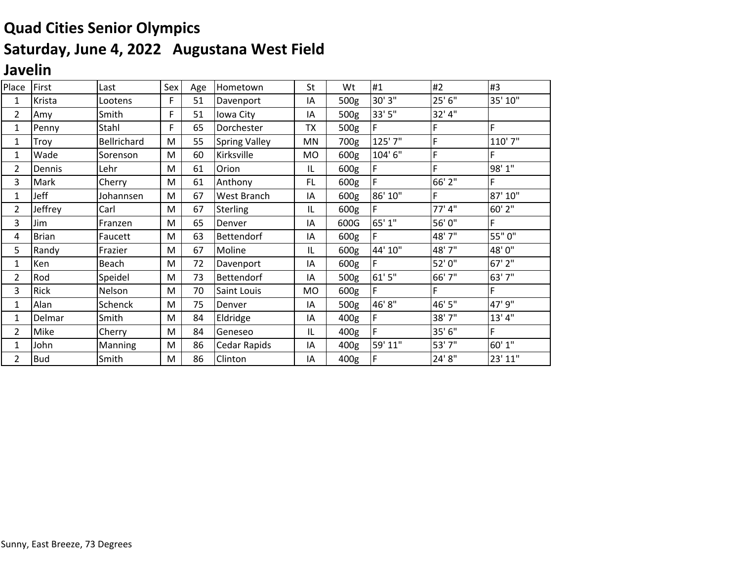# Quad Cities Senior Olympics

## Saturday, June 4, 2022 Augustana West Field

## Javelin

| Place | First | Last | Sex | Age | Hometown | St | Wt | #1 | #2 | #3 |
|---|---|---|---|---|---|---|---|---|---|---|
| 1 | Krista | Lootens | F | 51 | Davenport | IA | 500g | 30' 3" | 25' 6" | 35' 10" |
| 2 | Amy | Smith | F | 51 | Iowa City | IA | 500g | 33' 5" | 32' 4" | |
| 1 | Penny | Stahl | F | 65 | Dorchester | TX | 500g | F | F | F |
| 1 | Troy | Bellrichard | M | 55 | Spring Valley | MN | 700g | 125' 7" | F | 110' 7" |
| 1 | Wade | Sorenson | M | 60 | Kirksville | MO | 600g | 104' 6" | F | F |
| 2 | Dennis | Lehr | M | 61 | Orion | IL | 600g | F | F | 98' 1" |
| 3 | Mark | Cherry | M | 61 | Anthony | FL | 600g | F | 66' 2" | F |
| 1 | Jeff | Johannsen | M | 67 | West Branch | IA | 600g | 86' 10" | F | 87' 10" |
| 2 | Jeffrey | Carl | M | 67 | Sterling | IL | 600g | F | 77' 4" | 60' 2" |
| 3 | Jim | Franzen | M | 65 | Denver | IA | 600G | 65' 1" | 56' 0" | F |
| 4 | Brian | Faucett | M | 63 | Bettendorf | IA | 600g | F | 48' 7" | 55" 0" |
| 5 | Randy | Frazier | M | 67 | Moline | IL | 600g | 44' 10" | 48' 7" | 48' 0" |
| 1 | Ken | Beach | M | 72 | Davenport | IA | 600g | F | 52' 0" | 67' 2" |
| 2 | Rod | Speidel | M | 73 | Bettendorf | IA | 500g | 61' 5" | 66' 7" | 63' 7" |
| 3 | Rick | Nelson | M | 70 | Saint Louis | MO | 600g | F | F | F |
| 1 | Alan | Schenck | M | 75 | Denver | IA | 500g | 46' 8" | 46' 5" | 47' 9" |
| 1 | Delmar | Smith | M | 84 | Eldridge | IA | 400g | F | 38' 7" | 13' 4" |
| 2 | Mike | Cherry | M | 84 | Geneseo | IL | 400g | F | 35' 6" | F |
| 1 | John | Manning | M | 86 | Cedar Rapids | IA | 400g | 59' 11" | 53' 7" | 60' 1" |
| 2 | Bud | Smith | M | 86 | Clinton | IA | 400g | F | 24' 8" | 23' 11" |

Sunny, East Breeze, 73 Degrees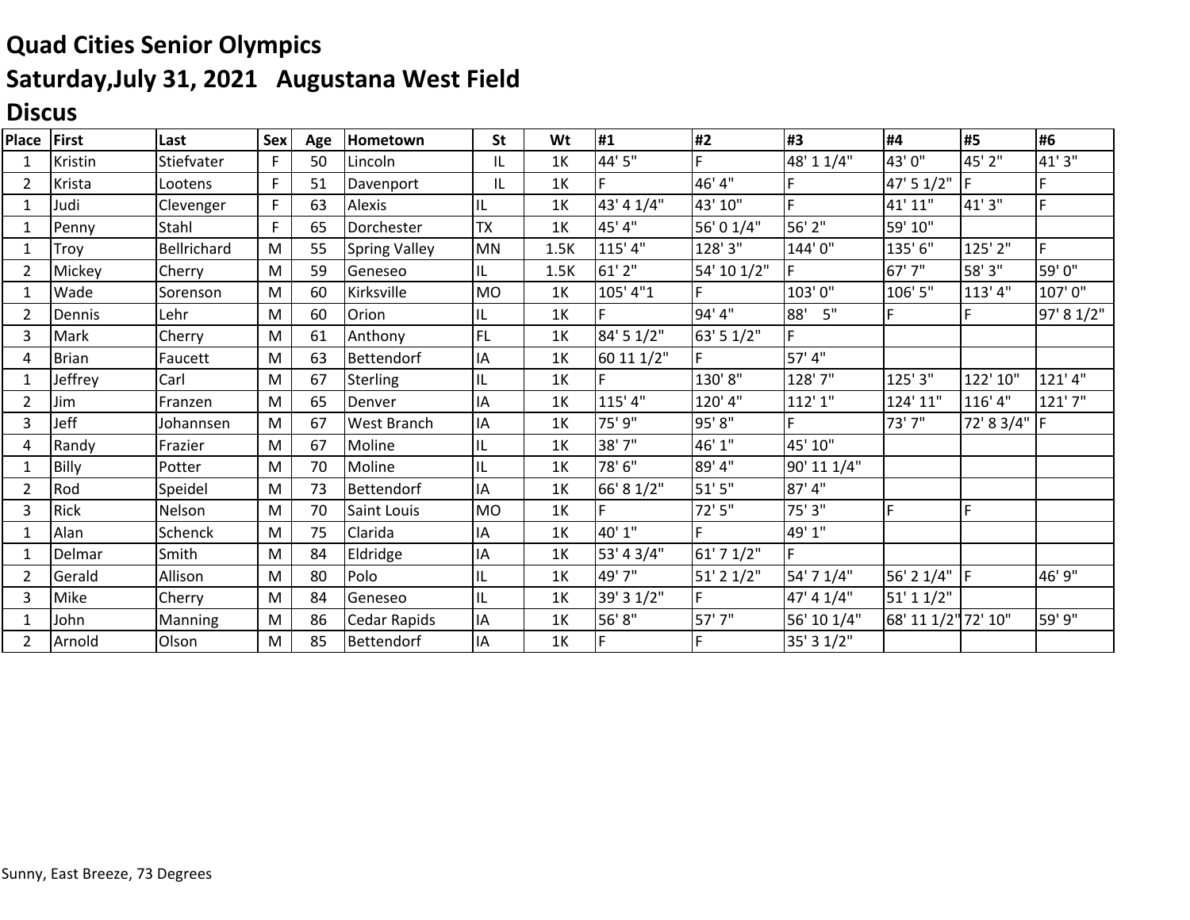# Quad Cities Senior Olympics

## Saturday,July 31, 2021 Augustana West Field

## Discus

| Place | First | Last | Sex | Age | Hometown | St | Wt | #1 | #2 | #3 | #4 | #5 | #6 |
|---|---|---|---|---|---|---|---|---|---|---|---|---|---|
| 1 | Kristin | Stiefvater | F | 50 | Lincoln | IL | 1K | 44' 5" | F | 48' 1 1/4" | 43' 0" | 45' 2" | 41' 3" |
| 2 | Krista | Lootens | F | 51 | Davenport | IL | 1K | F | 46' 4" | F | 47' 5 1/2" | F | F |
| 1 | Judi | Clevenger | F | 63 | Alexis | IL | 1K | 43' 4 1/4" | 43' 10" | F | 41' 11" | 41' 3" | F |
| 1 | Penny | Stahl | F | 65 | Dorchester | TX | 1K | 45' 4" | 56' 0 1/4" | 56' 2" | 59' 10" | | |
| 1 | Troy | Bellrichard | M | 55 | Spring Valley | MN | 1.5K | 115' 4" | 128' 3" | 144' 0" | 135' 6" | 125' 2" | F |
| 2 | Mickey | Cherry | M | 59 | Geneseo | IL | 1.5K | 61' 2" | 54' 10 1/2" | F | 67' 7" | 58' 3" | 59' 0" |
| 1 | Wade | Sorenson | M | 60 | Kirksville | MO | 1K | 105' 4"1 | F | 103' 0" | 106' 5" | 113' 4" | 107' 0" |
| 2 | Dennis | Lehr | M | 60 | Orion | IL | 1K | F | 94' 4" | 88' 5" | F | F | 97' 8 1/2" |
| 3 | Mark | Cherry | M | 61 | Anthony | FL | 1K | 84' 5 1/2" | 63' 5 1/2" | F | | | |
| 4 | Brian | Faucett | M | 63 | Bettendorf | IA | 1K | 60 11 1/2" | F | 57' 4" | | | |
| 1 | Jeffrey | Carl | M | 67 | Sterling | IL | 1K | F | 130' 8" | 128' 7" | 125' 3" | 122' 10" | 121' 4" |
| 2 | Jim | Franzen | M | 65 | Denver | IA | 1K | 115' 4" | 120' 4" | 112' 1" | 124' 11" | 116' 4" | 121' 7" |
| 3 | Jeff | Johannsen | M | 67 | West Branch | IA | 1K | 75' 9" | 95' 8" | F | 73' 7" | 72' 8 3/4" | F |
| 4 | Randy | Frazier | M | 67 | Moline | IL | 1K | 38' 7" | 46' 1" | 45' 10" | | | |
| 1 | Billy | Potter | M | 70 | Moline | IL | 1K | 78' 6" | 89' 4" | 90' 11 1/4" | | | |
| 2 | Rod | Speidel | M | 73 | Bettendorf | IA | 1K | 66' 8 1/2" | 51' 5" | 87' 4" | | | |
| 3 | Rick | Nelson | M | 70 | Saint Louis | MO | 1K | F | 72' 5" | 75' 3" | F | F | |
| 1 | Alan | Schenck | M | 75 | Clarida | IA | 1K | 40' 1" | F | 49' 1" | | | |
| 1 | Delmar | Smith | M | 84 | Eldridge | IA | 1K | 53' 4 3/4" | 61' 7 1/2" | F | | | |
| 2 | Gerald | Allison | M | 80 | Polo | IL | 1K | 49' 7" | 51' 2 1/2" | 54' 7 1/4" | 56' 2 1/4" | F | 46' 9" |
| 3 | Mike | Cherry | M | 84 | Geneseo | IL | 1K | 39' 3 1/2" | F | 47' 4 1/4" | 51' 1 1/2" | | |
| 1 | John | Manning | M | 86 | Cedar Rapids | IA | 1K | 56' 8" | 57' 7" | 56' 10 1/4" | 68' 11 1/2" | 72' 10" | 59' 9" |
| 2 | Arnold | Olson | M | 85 | Bettendorf | IA | 1K | F | F | 35' 3 1/2" | | | |

Sunny, East Breeze, 73 Degrees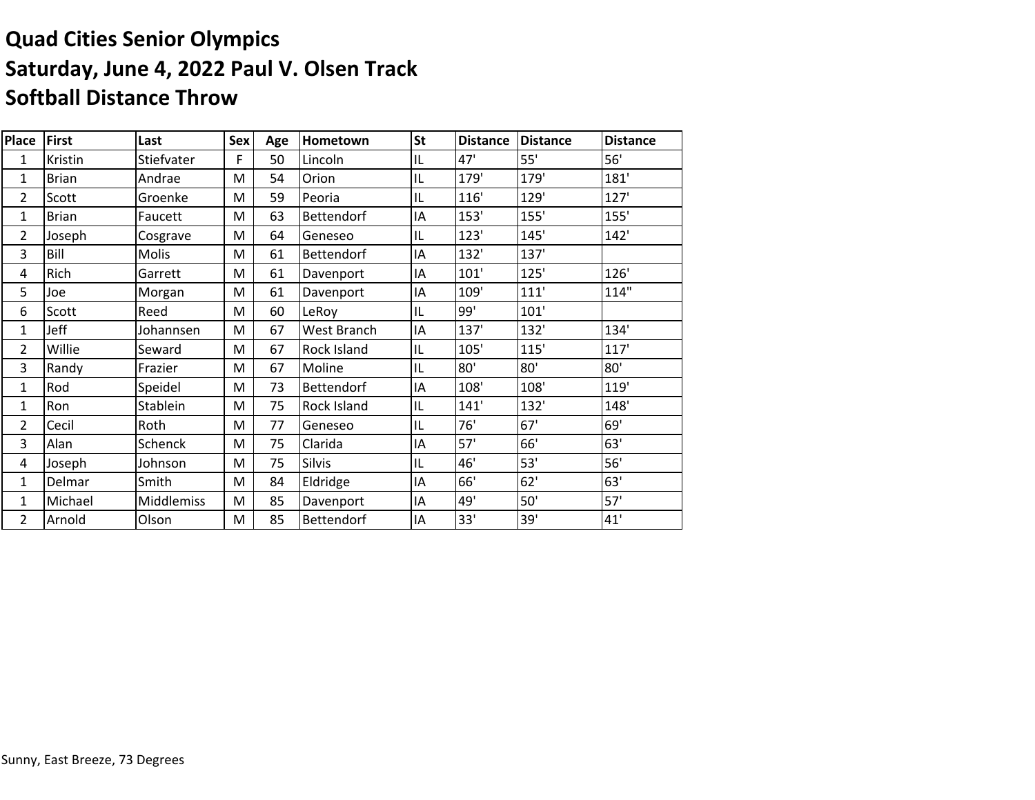# Quad Cities Senior Olympics
# Saturday, June 4, 2022 Paul V. Olsen Track
# Softball Distance Throw

| Place | First | Last | Sex | Age | Hometown | St | Distance | Distance | Distance |
|---|---|---|---|---|---|---|---|---|---|
| 1 | Kristin | Stiefvater | F | 50 | Lincoln | IL | 47' | 55' | 56' |
| 1 | Brian | Andrae | M | 54 | Orion | IL | 179' | 179' | 181' |
| 2 | Scott | Groenke | M | 59 | Peoria | IL | 116' | 129' | 127' |
| 1 | Brian | Faucett | M | 63 | Bettendorf | IA | 153' | 155' | 155' |
| 2 | Joseph | Cosgrave | M | 64 | Geneseo | IL | 123' | 145' | 142' |
| 3 | Bill | Molis | M | 61 | Bettendorf | IA | 132' | 137' | |
| 4 | Rich | Garrett | M | 61 | Davenport | IA | 101' | 125' | 126' |
| 5 | Joe | Morgan | M | 61 | Davenport | IA | 109' | 111' | 114" |
| 6 | Scott | Reed | M | 60 | LeRoy | IL | 99' | 101' | |
| 1 | Jeff | Johannsen | M | 67 | West Branch | IA | 137' | 132' | 134' |
| 2 | Willie | Seward | M | 67 | Rock Island | IL | 105' | 115' | 117' |
| 3 | Randy | Frazier | M | 67 | Moline | IL | 80' | 80' | 80' |
| 1 | Rod | Speidel | M | 73 | Bettendorf | IA | 108' | 108' | 119' |
| 1 | Ron | Stablein | M | 75 | Rock Island | IL | 141' | 132' | 148' |
| 2 | Cecil | Roth | M | 77 | Geneseo | IL | 76' | 67' | 69' |
| 3 | Alan | Schenck | M | 75 | Clarida | IA | 57' | 66' | 63' |
| 4 | Joseph | Johnson | M | 75 | Silvis | IL | 46' | 53' | 56' |
| 1 | Delmar | Smith | M | 84 | Eldridge | IA | 66' | 62' | 63' |
| 1 | Michael | Middlemiss | M | 85 | Davenport | IA | 49' | 50' | 57' |
| 2 | Arnold | Olson | M | 85 | Bettendorf | IA | 33' | 39' | 41' |

Sunny, East Breeze, 73 Degrees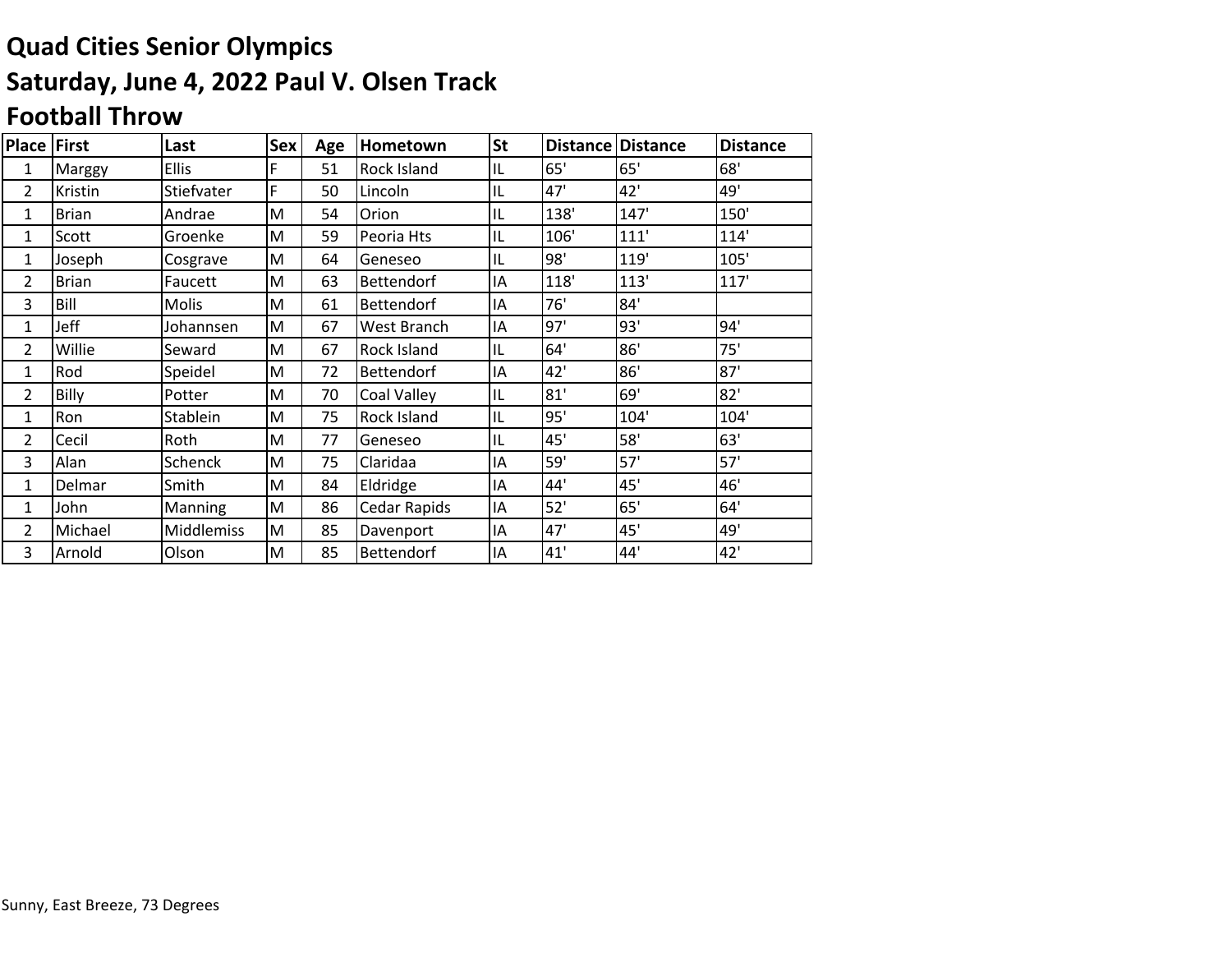# Quad Cities Senior Olympics

## Saturday, June 4, 2022 Paul V. Olsen Track

## Football Throw

| Place | First | Last | Sex | Age | Hometown | St | Distance | Distance | Distance |
|---|---|---|---|---|---|---|---|---|---|
| 1 | Marggy | Ellis | F | 51 | Rock Island | IL | 65' | 65' | 68' |
| 2 | Kristin | Stiefvater | F | 50 | Lincoln | IL | 47' | 42' | 49' |
| 1 | Brian | Andrae | M | 54 | Orion | IL | 138' | 147' | 150' |
| 1 | Scott | Groenke | M | 59 | Peoria Hts | IL | 106' | 111' | 114' |
| 1 | Joseph | Cosgrave | M | 64 | Geneseo | IL | 98' | 119' | 105' |
| 2 | Brian | Faucett | M | 63 | Bettendorf | IA | 118' | 113' | 117' |
| 3 | Bill | Molis | M | 61 | Bettendorf | IA | 76' | 84' | |
| 1 | Jeff | Johannsen | M | 67 | West Branch | IA | 97' | 93' | 94' |
| 2 | Willie | Seward | M | 67 | Rock Island | IL | 64' | 86' | 75' |
| 1 | Rod | Speidel | M | 72 | Bettendorf | IA | 42' | 86' | 87' |
| 2 | Billy | Potter | M | 70 | Coal Valley | IL | 81' | 69' | 82' |
| 1 | Ron | Stablein | M | 75 | Rock Island | IL | 95' | 104' | 104' |
| 2 | Cecil | Roth | M | 77 | Geneseo | IL | 45' | 58' | 63' |
| 3 | Alan | Schenck | M | 75 | Claridaa | IA | 59' | 57' | 57' |
| 1 | Delmar | Smith | M | 84 | Eldridge | IA | 44' | 45' | 46' |
| 1 | John | Manning | M | 86 | Cedar Rapids | IA | 52' | 65' | 64' |
| 2 | Michael | Middlemiss | M | 85 | Davenport | IA | 47' | 45' | 49' |
| 3 | Arnold | Olson | M | 85 | Bettendorf | IA | 41' | 44' | 42' |

Sunny, East Breeze, 73 Degrees